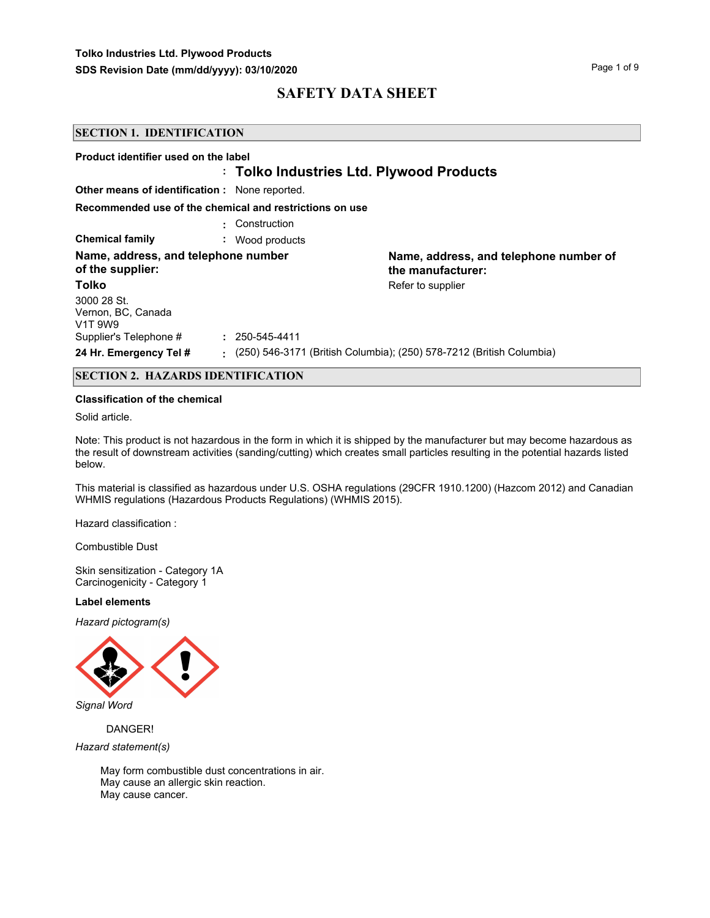# SAFETY DATA SHEET

## SECTION 1. IDENTIFICATION

**Product identifier used on the label**

: **Tolko Industries Ltd. Plywood Products**

**Other means of identification :** None reported.

**Recommended use of the chemical and restrictions on use**

: Construction

**Chemical family** : Wood products

**Name, address, and telephone number of the supplier:**

**Tolko**

3000 28 St.
Vernon, BC, Canada
V1T 9W9

Supplier's Telephone # : 250-545-4411

**Name, address, and telephone number of the manufacturer:**

Refer to supplier

**24 Hr. Emergency Tel #** : (250) 546-3171 (British Columbia); (250) 578-7212 (British Columbia)

## SECTION 2. HAZARDS IDENTIFICATION

**Classification of the chemical**

Solid article.

Note: This product is not hazardous in the form in which it is shipped by the manufacturer but may become hazardous as the result of downstream activities (sanding/cutting) which creates small particles resulting in the potential hazards listed below.

This material is classified as hazardous under U.S. OSHA regulations (29CFR 1910.1200) (Hazcom 2012) and Canadian WHMIS regulations (Hazardous Products Regulations) (WHMIS 2015).

Hazard classification :

Combustible Dust

Skin sensitization - Category 1A
Carcinogenicity - Category 1

**Label elements**

*Hazard pictogram(s)*

*Signal Word*

DANGER!

*Hazard statement(s)*

May form combustible dust concentrations in air.
May cause an allergic skin reaction.
May cause cancer.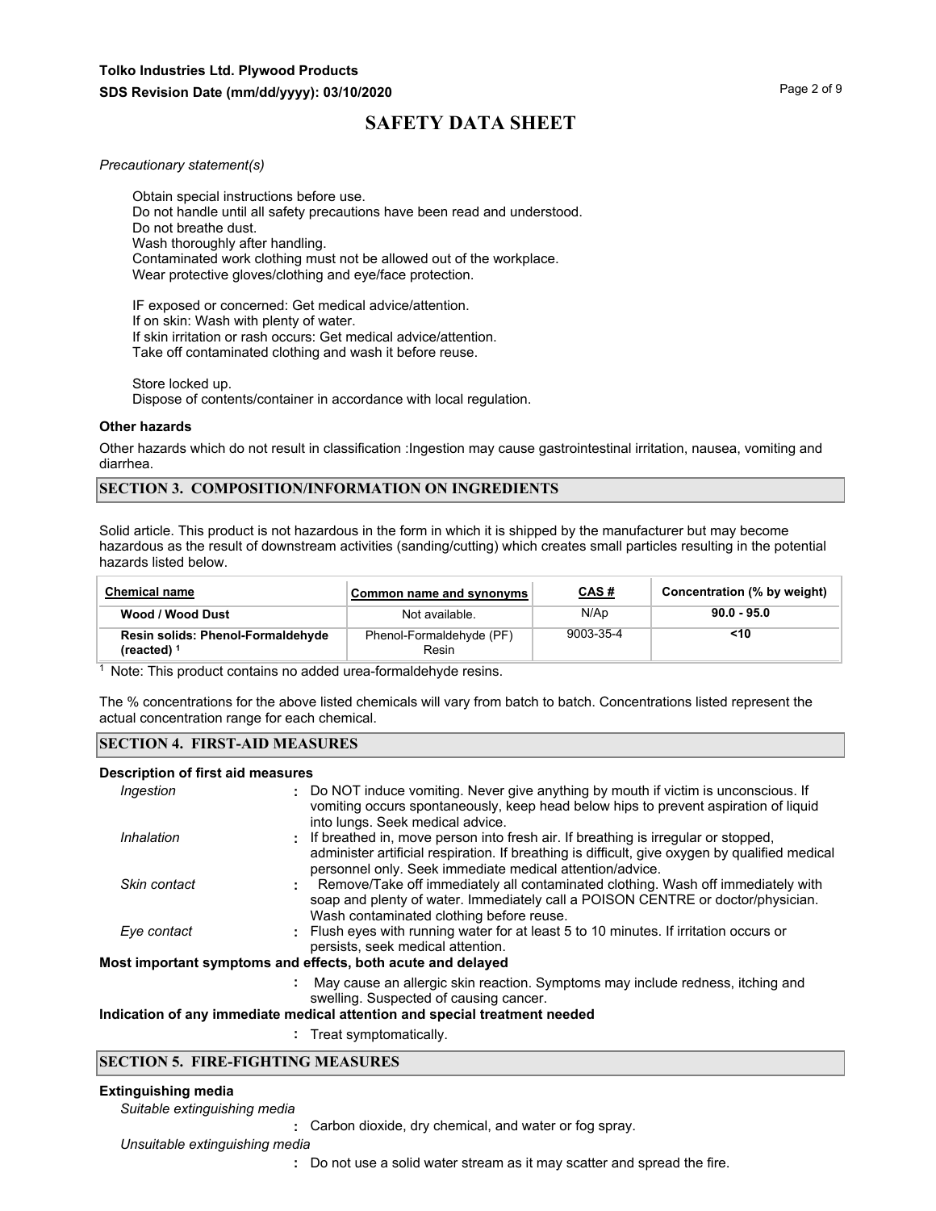*Precautionary statement(s)*

Obtain special instructions before use.
Do not handle until all safety precautions have been read and understood.
Do not breathe dust.
Wash thoroughly after handling.
Contaminated work clothing must not be allowed out of the workplace.
Wear protective gloves/clothing and eye/face protection.

IF exposed or concerned: Get medical advice/attention.
If on skin: Wash with plenty of water.
If skin irritation or rash occurs: Get medical advice/attention.
Take off contaminated clothing and wash it before reuse.

Store locked up.
Dispose of contents/container in accordance with local regulation.

**Other hazards**

Other hazards which do not result in classification :Ingestion may cause gastrointestinal irritation, nausea, vomiting and diarrhea.

## SECTION 3. COMPOSITION/INFORMATION ON INGREDIENTS

Solid article. This product is not hazardous in the form in which it is shipped by the manufacturer but may become hazardous as the result of downstream activities (sanding/cutting) which creates small particles resulting in the potential hazards listed below.

| Chemical name | Common name and synonyms | CAS # | Concentration (% by weight) |
|---|---|---|---|
| **Wood / Wood Dust** | Not available. | N/Ap | **90.0 - 95.0** |
| **Resin solids: Phenol-Formaldehyde (reacted)** [1] | Phenol-Formaldehyde (PF) Resin | 9003-35-4 | **<10** |

[1] Note: This product contains no added urea-formaldehyde resins.

The % concentrations for the above listed chemicals will vary from batch to batch. Concentrations listed represent the actual concentration range for each chemical.

## SECTION 4. FIRST-AID MEASURES

**Description of first aid measures**

*Ingestion* : Do NOT induce vomiting. Never give anything by mouth if victim is unconscious. If vomiting occurs spontaneously, keep head below hips to prevent aspiration of liquid into lungs. Seek medical advice.

*Inhalation* : If breathed in, move person into fresh air. If breathing is irregular or stopped, administer artificial respiration. If breathing is difficult, give oxygen by qualified medical personnel only. Seek immediate medical attention/advice.

*Skin contact* : Remove/Take off immediately all contaminated clothing. Wash off immediately with soap and plenty of water. Immediately call a POISON CENTRE or doctor/physician. Wash contaminated clothing before reuse.

*Eye contact* : Flush eyes with running water for at least 5 to 10 minutes. If irritation occurs or persists, seek medical attention.

**Most important symptoms and effects, both acute and delayed**

: May cause an allergic skin reaction. Symptoms may include redness, itching and swelling. Suspected of causing cancer.

**Indication of any immediate medical attention and special treatment needed**

: Treat symptomatically.

## SECTION 5. FIRE-FIGHTING MEASURES

**Extinguishing media**

*Suitable extinguishing media*

: Carbon dioxide, dry chemical, and water or fog spray.

*Unsuitable extinguishing media*

: Do not use a solid water stream as it may scatter and spread the fire.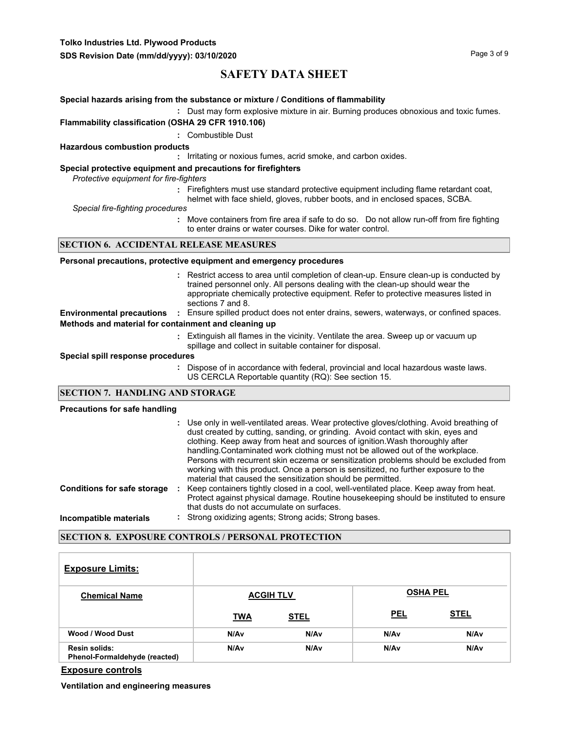**Special hazards arising from the substance or mixture / Conditions of flammability**

: Dust may form explosive mixture in air. Burning produces obnoxious and toxic fumes.

**Flammability classification (OSHA 29 CFR 1910.106)**

: Combustible Dust

**Hazardous combustion products**

: Irritating or noxious fumes, acrid smoke, and carbon oxides.

**Special protective equipment and precautions for firefighters**

*Protective equipment for fire-fighters*

: Firefighters must use standard protective equipment including flame retardant coat, helmet with face shield, gloves, rubber boots, and in enclosed spaces, SCBA.

*Special fire-fighting procedures*

: Move containers from fire area if safe to do so. Do not allow run-off from fire fighting to enter drains or water courses. Dike for water control.

## SECTION 6. ACCIDENTAL RELEASE MEASURES

**Personal precautions, protective equipment and emergency procedures**

: Restrict access to area until completion of clean-up. Ensure clean-up is conducted by trained personnel only. All persons dealing with the clean-up should wear the appropriate chemically protective equipment. Refer to protective measures listed in sections 7 and 8.

**Environmental precautions** : Ensure spilled product does not enter drains, sewers, waterways, or confined spaces.

**Methods and material for containment and cleaning up**

: Extinguish all flames in the vicinity. Ventilate the area. Sweep up or vacuum up spillage and collect in suitable container for disposal.

**Special spill response procedures**

: Dispose of in accordance with federal, provincial and local hazardous waste laws. US CERCLA Reportable quantity (RQ): See section 15.

## SECTION 7. HANDLING AND STORAGE

**Precautions for safe handling**

: Use only in well-ventilated areas. Wear protective gloves/clothing. Avoid breathing of dust created by cutting, sanding, or grinding. Avoid contact with skin, eyes and clothing. Keep away from heat and sources of ignition.Wash thoroughly after handling.Contaminated work clothing must not be allowed out of the workplace. Persons with recurrent skin eczema or sensitization problems should be excluded from working with this product. Once a person is sensitized, no further exposure to the material that caused the sensitization should be permitted.

**Conditions for safe storage** : Keep containers tightly closed in a cool, well-ventilated place. Keep away from heat. Protect against physical damage. Routine housekeeping should be instituted to ensure that dusts do not accumulate on surfaces.

**Incompatible materials** : Strong oxidizing agents; Strong acids; Strong bases.

## SECTION 8. EXPOSURE CONTROLS / PERSONAL PROTECTION

| **Exposure Limits:** | | | | |
|---|---|---|---|---|
| **Chemical Name** | **ACGIH TLV** | | **OSHA PEL** | |
| | **TWA** | **STEL** | **PEL** | **STEL** |
| **Wood / Wood Dust** | N/Av | N/Av | N/Av | N/Av |
| **Resin solids: Phenol-Formaldehyde (reacted)** | N/Av | N/Av | N/Av | N/Av |

**Exposure controls**

**Ventilation and engineering measures**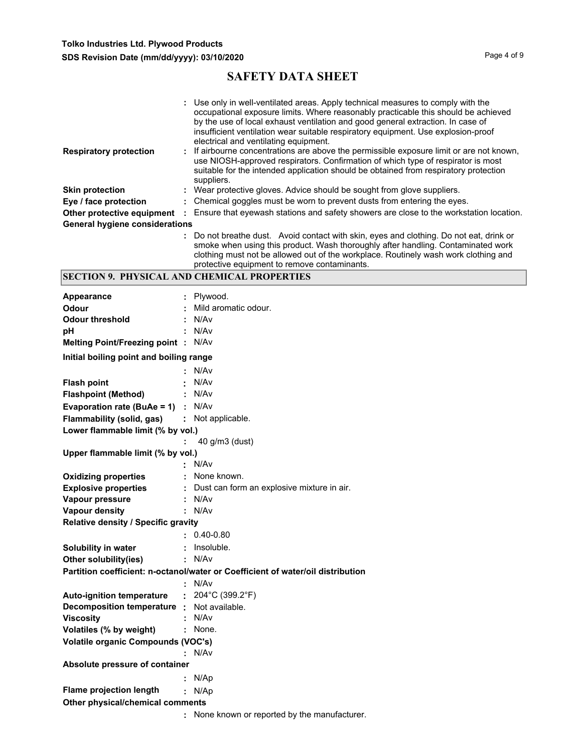: Use only in well-ventilated areas. Apply technical measures to comply with the occupational exposure limits. Where reasonably practicable this should be achieved by the use of local exhaust ventilation and good general extraction. In case of insufficient ventilation wear suitable respiratory equipment. Use explosion-proof electrical and ventilating equipment.

**Respiratory protection** : If airbourne concentrations are above the permissible exposure limit or are not known, use NIOSH-approved respirators. Confirmation of which type of respirator is most suitable for the intended application should be obtained from respiratory protection suppliers.

**Skin protection** : Wear protective gloves. Advice should be sought from glove suppliers.

**Eye / face protection** : Chemical goggles must be worn to prevent dusts from entering the eyes.

**Other protective equipment** : Ensure that eyewash stations and safety showers are close to the workstation location.

**General hygiene considerations**

: Do not breathe dust. Avoid contact with skin, eyes and clothing. Do not eat, drink or smoke when using this product. Wash thoroughly after handling. Contaminated work clothing must not be allowed out of the workplace. Routinely wash work clothing and protective equipment to remove contaminants.

## SECTION 9. PHYSICAL AND CHEMICAL PROPERTIES

**Appearance** : Plywood.

**Odour** : Mild aromatic odour.

**Odour threshold** : N/Av

**pH** : N/Av

**Melting Point/Freezing point** : N/Av

**Initial boiling point and boiling range** : N/Av

**Flash point** : N/Av

**Flashpoint (Method)** : N/Av

**Evaporation rate (BuAe = 1)** : N/Av

**Flammability (solid, gas)** : Not applicable.

**Lower flammable limit (% by vol.)** : 40 g/m3 (dust)

**Upper flammable limit (% by vol.)** : N/Av

**Oxidizing properties** : None known.

**Explosive properties** : Dust can form an explosive mixture in air.

**Vapour pressure** : N/Av

**Vapour density** : N/Av

**Relative density / Specific gravity** : 0.40-0.80

**Solubility in water** : Insoluble.

**Other solubility(ies)** : N/Av

**Partition coefficient: n-octanol/water or Coefficient of water/oil distribution** : N/Av

**Auto-ignition temperature** : 204°C (399.2°F)

**Decomposition temperature** : Not available.

**Viscosity** : N/Av

**Volatiles (% by weight)** : None.

**Volatile organic Compounds (VOC's)** : N/Av

**Absolute pressure of container** : N/Ap

**Flame projection length** : N/Ap

**Other physical/chemical comments** : None known or reported by the manufacturer.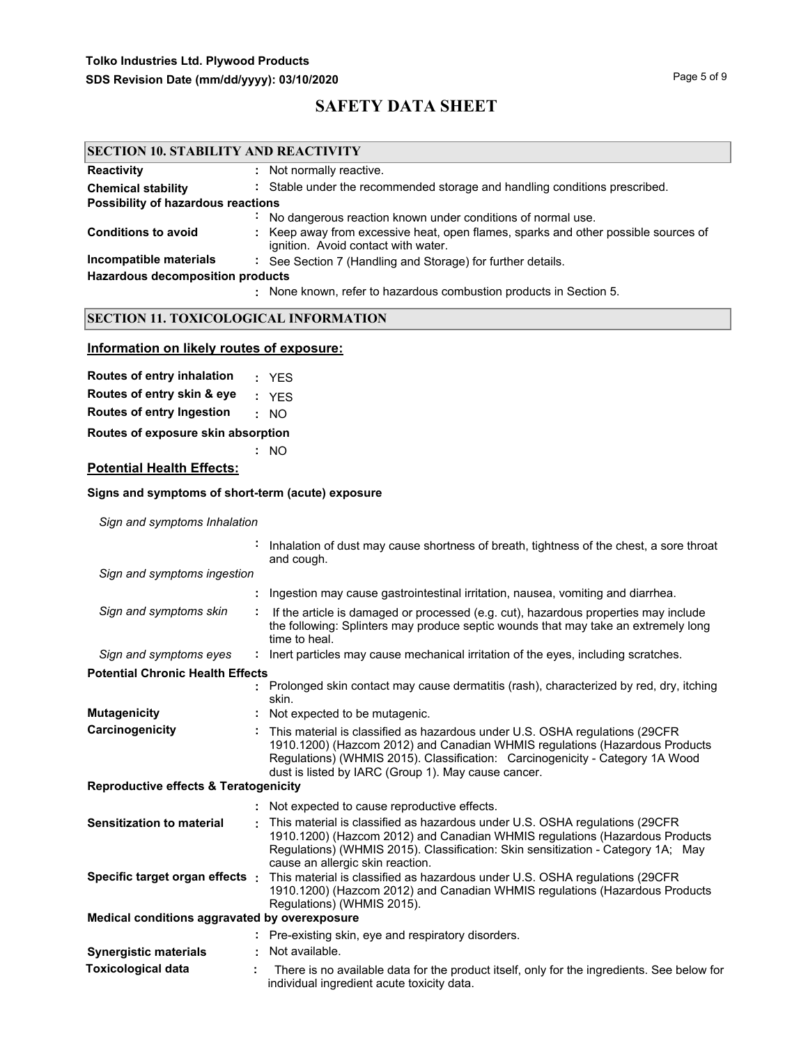# SAFETY DATA SHEET

## SECTION 10. STABILITY AND REACTIVITY

**Reactivity** : Not normally reactive.

**Chemical stability** : Stable under the recommended storage and handling conditions prescribed.

**Possibility of hazardous reactions**
: No dangerous reaction known under conditions of normal use.

**Conditions to avoid** : Keep away from excessive heat, open flames, sparks and other possible sources of ignition. Avoid contact with water.

**Incompatible materials** : See Section 7 (Handling and Storage) for further details.

**Hazardous decomposition products**
: None known, refer to hazardous combustion products in Section 5.

## SECTION 11. TOXICOLOGICAL INFORMATION

### Information on likely routes of exposure:

**Routes of entry inhalation** : YES

**Routes of entry skin & eye** : YES

**Routes of entry Ingestion** : NO

**Routes of exposure skin absorption**
: NO

### Potential Health Effects:

**Signs and symptoms of short-term (acute) exposure**

*Sign and symptoms Inhalation*
: Inhalation of dust may cause shortness of breath, tightness of the chest, a sore throat and cough.

*Sign and symptoms ingestion*
: Ingestion may cause gastrointestinal irritation, nausea, vomiting and diarrhea.

*Sign and symptoms skin* : If the article is damaged or processed (e.g. cut), hazardous properties may include the following: Splinters may produce septic wounds that may take an extremely long time to heal.

*Sign and symptoms eyes* : Inert particles may cause mechanical irritation of the eyes, including scratches.

**Potential Chronic Health Effects**
: Prolonged skin contact may cause dermatitis (rash), characterized by red, dry, itching skin.

**Mutagenicity** : Not expected to be mutagenic.

**Carcinogenicity** : This material is classified as hazardous under U.S. OSHA regulations (29CFR 1910.1200) (Hazcom 2012) and Canadian WHMIS regulations (Hazardous Products Regulations) (WHMIS 2015). Classification: Carcinogenicity - Category 1A Wood dust is listed by IARC (Group 1). May cause cancer.

**Reproductive effects & Teratogenicity**
: Not expected to cause reproductive effects.

**Sensitization to material** : This material is classified as hazardous under U.S. OSHA regulations (29CFR 1910.1200) (Hazcom 2012) and Canadian WHMIS regulations (Hazardous Products Regulations) (WHMIS 2015). Classification: Skin sensitization - Category 1A; May cause an allergic skin reaction.

**Specific target organ effects** : This material is classified as hazardous under U.S. OSHA regulations (29CFR 1910.1200) (Hazcom 2012) and Canadian WHMIS regulations (Hazardous Products Regulations) (WHMIS 2015).

**Medical conditions aggravated by overexposure**
: Pre-existing skin, eye and respiratory disorders.

**Synergistic materials** : Not available.

**Toxicological data** : There is no available data for the product itself, only for the ingredients. See below for individual ingredient acute toxicity data.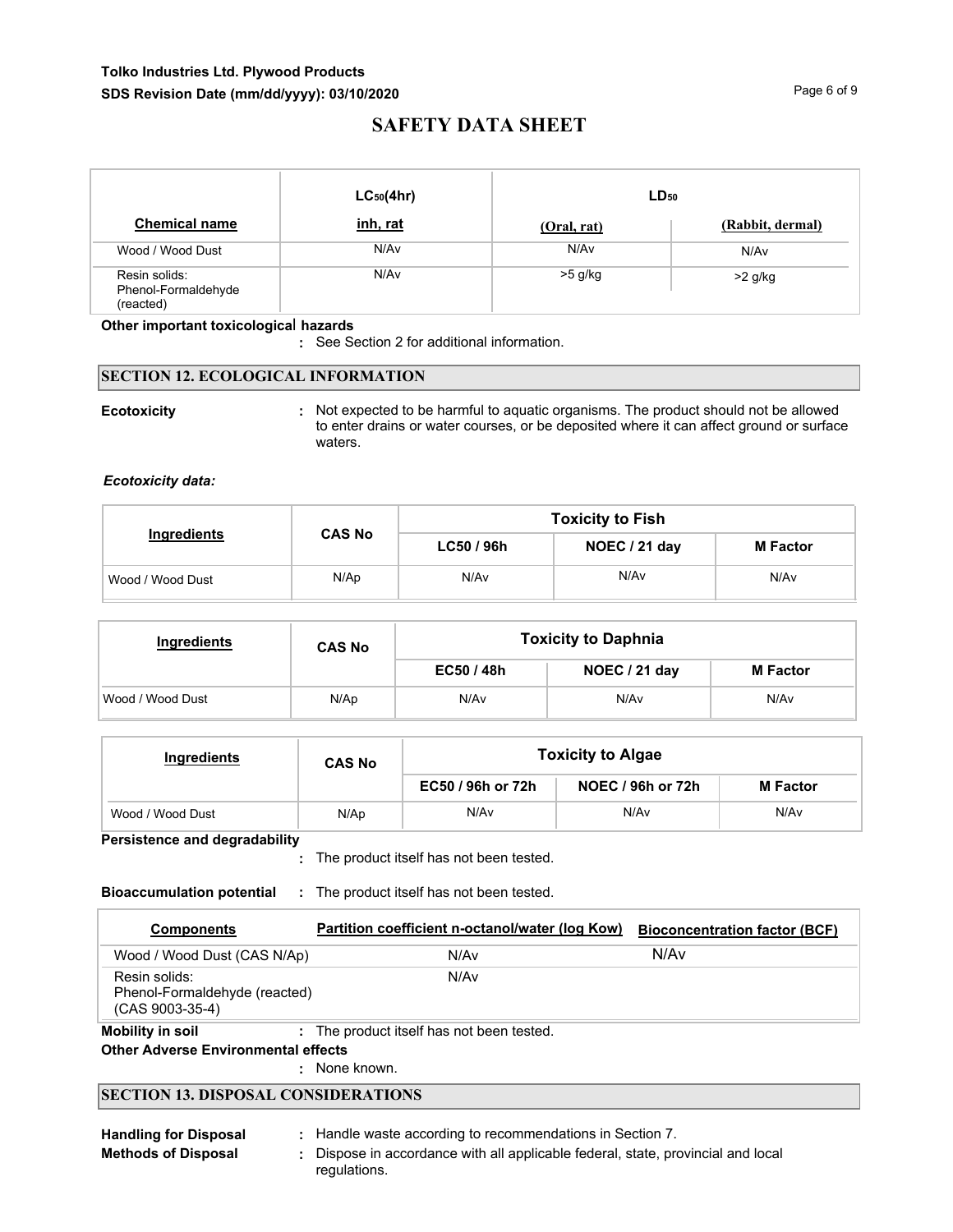# SAFETY DATA SHEET

| Chemical name | $LC_{50}$(4hr) inh, rat | $LD_{50}$ (Oral, rat) | $LD_{50}$ (Rabbit, dermal) |
|---|---|---|---|
| Wood / Wood Dust | N/Av | N/Av | N/Av |
| Resin solids: Phenol-Formaldehyde (reacted) | N/Av | >5 g/kg | >2 g/kg |

**Other important toxicological hazards**

: See Section 2 for additional information.

## SECTION 12. ECOLOGICAL INFORMATION

**Ecotoxicity** : Not expected to be harmful to aquatic organisms. The product should not be allowed to enter drains or water courses, or be deposited where it can affect ground or surface waters.

*Ecotoxicity data:*

| Ingredients | CAS No | Toxicity to Fish | | |
|---|---|---|---|---|
| | | LC50 / 96h | NOEC / 21 day | M Factor |
| Wood / Wood Dust | N/Ap | N/Av | N/Av | N/Av |

| Ingredients | CAS No | Toxicity to Daphnia | | |
|---|---|---|---|---|
| | | EC50 / 48h | NOEC / 21 day | M Factor |
| Wood / Wood Dust | N/Ap | N/Av | N/Av | N/Av |

| Ingredients | CAS No | Toxicity to Algae | | |
|---|---|---|---|---|
| | | EC50 / 96h or 72h | NOEC / 96h or 72h | M Factor |
| Wood / Wood Dust | N/Ap | N/Av | N/Av | N/Av |

**Persistence and degradability**

: The product itself has not been tested.

**Bioaccumulation potential** : The product itself has not been tested.

| Components | Partition coefficient n-octanol/water (log Kow) | Bioconcentration factor (BCF) |
|---|---|---|
| Wood / Wood Dust (CAS N/Ap) | N/Av | N/Av |
| Resin solids: Phenol-Formaldehyde (reacted) (CAS 9003-35-4) | N/Av | |

**Mobility in soil** : The product itself has not been tested.

**Other Adverse Environmental effects**

: None known.

## SECTION 13. DISPOSAL CONSIDERATIONS

**Handling for Disposal** : Handle waste according to recommendations in Section 7.

**Methods of Disposal** : Dispose in accordance with all applicable federal, state, provincial and local regulations.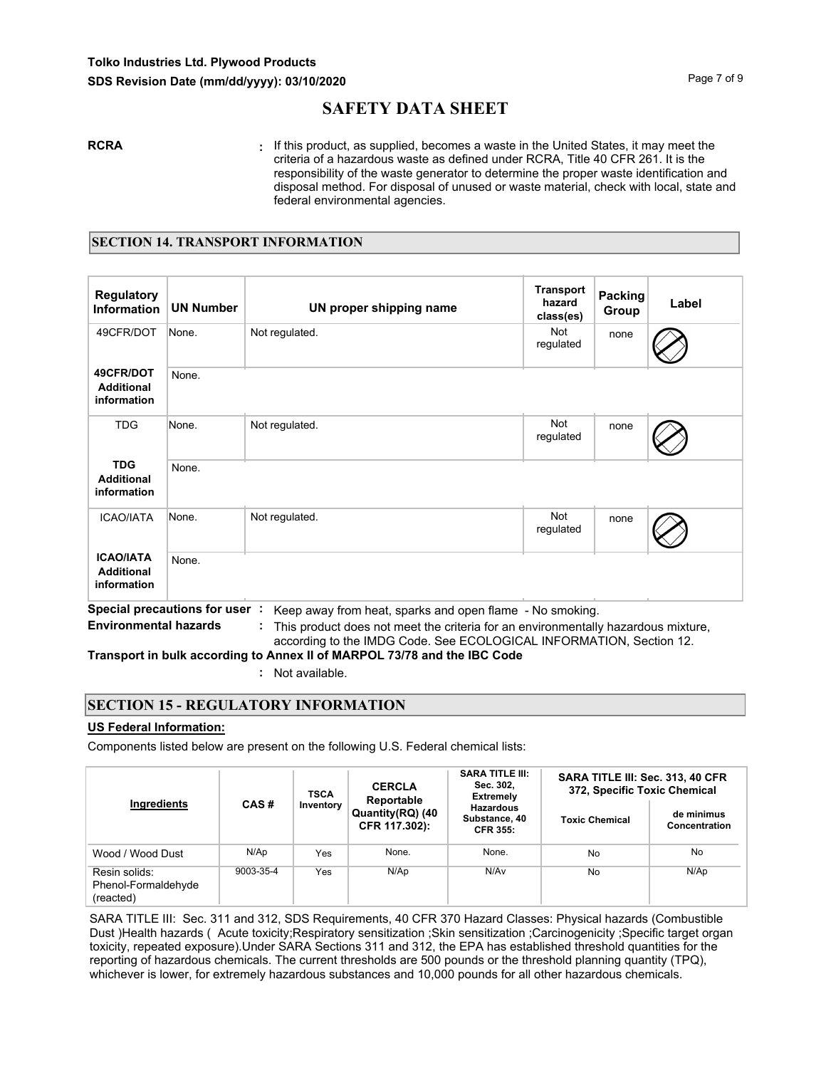**RCRA** : If this product, as supplied, becomes a waste in the United States, it may meet the criteria of a hazardous waste as defined under RCRA, Title 40 CFR 261. It is the responsibility of the waste generator to determine the proper waste identification and disposal method. For disposal of unused or waste material, check with local, state and federal environmental agencies.

## SECTION 14. TRANSPORT INFORMATION

| Regulatory Information | UN Number | UN proper shipping name | Transport hazard class(es) | Packing Group | Label |
|---|---|---|---|---|---|
| 49CFR/DOT | None. | Not regulated. | Not regulated | none | |
| **49CFR/DOT Additional information** | None. | | | | |
| TDG | None. | Not regulated. | Not regulated | none | |
| **TDG Additional information** | None. | | | | |
| ICAO/IATA | None. | Not regulated. | Not regulated | none | |
| **ICAO/IATA Additional information** | None. | | | | |

**Special precautions for user** : Keep away from heat, sparks and open flame - No smoking.

**Environmental hazards** : This product does not meet the criteria for an environmentally hazardous mixture, according to the IMDG Code. See ECOLOGICAL INFORMATION, Section 12.

**Transport in bulk according to Annex II of MARPOL 73/78 and the IBC Code**

: Not available.

## SECTION 15 - REGULATORY INFORMATION

**US Federal Information:**

Components listed below are present on the following U.S. Federal chemical lists:

| Ingredients | CAS # | TSCA Inventory | CERCLA Reportable Quantity(RQ) (40 CFR 117.302): | SARA TITLE III: Sec. 302, Extremely Hazardous Substance, 40 CFR 355: | SARA TITLE III: Sec. 313, 40 CFR 372, Specific Toxic Chemical | |
|---|---|---|---|---|---|---|
| | | | | | Toxic Chemical | de minimus Concentration |
| Wood / Wood Dust | N/Ap | Yes | None. | None. | No | No |
| Resin solids: Phenol-Formaldehyde (reacted) | 9003-35-4 | Yes | N/Ap | N/Av | No | N/Ap |

SARA TITLE III: Sec. 311 and 312, SDS Requirements, 40 CFR 370 Hazard Classes: Physical hazards (Combustible Dust )Health hazards ( Acute toxicity;Respiratory sensitization ;Skin sensitization ;Carcinogenicity ;Specific target organ toxicity, repeated exposure).Under SARA Sections 311 and 312, the EPA has established threshold quantities for the reporting of hazardous chemicals. The current thresholds are 500 pounds or the threshold planning quantity (TPQ), whichever is lower, for extremely hazardous substances and 10,000 pounds for all other hazardous chemicals.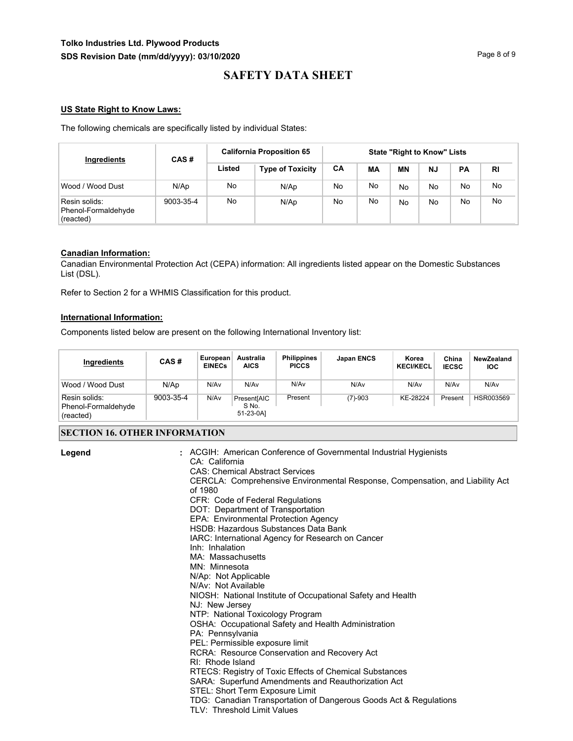### US State Right to Know Laws:

The following chemicals are specifically listed by individual States:

| Ingredients | CAS # | California Proposition 65 | | State "Right to Know" Lists | | | | | |
|---|---|---|---|---|---|---|---|---|---|
| | | Listed | Type of Toxicity | CA | MA | MN | NJ | PA | RI |
| Wood / Wood Dust | N/Ap | No | N/Ap | No | No | No | No | No | No |
| Resin solids: Phenol-Formaldehyde (reacted) | 9003-35-4 | No | N/Ap | No | No | No | No | No | No |

### Canadian Information:

Canadian Environmental Protection Act (CEPA) information: All ingredients listed appear on the Domestic Substances List (DSL).

Refer to Section 2 for a WHMIS Classification for this product.

### International Information:

Components listed below are present on the following International Inventory list:

| Ingredients | CAS # | European EINECs | Australia AICS | Philippines PICCS | Japan ENCS | Korea KECI/KECL | China IECSC | NewZealand IOC |
|---|---|---|---|---|---|---|---|---|
| Wood / Wood Dust | N/Ap | N/Av | N/Av | N/Av | N/Av | N/Av | N/Av | N/Av |
| Resin solids: Phenol-Formaldehyde (reacted) | 9003-35-4 | N/Av | Present[AICS No. 51-23-0A] | Present | (7)-903 | KE-28224 | Present | HSR003569 |

## SECTION 16. OTHER INFORMATION

**Legend** :

ACGIH: American Conference of Governmental Industrial Hygienists
CA: California
CAS: Chemical Abstract Services
CERCLA: Comprehensive Environmental Response, Compensation, and Liability Act of 1980
CFR: Code of Federal Regulations
DOT: Department of Transportation
EPA: Environmental Protection Agency
HSDB: Hazardous Substances Data Bank
IARC: International Agency for Research on Cancer
Inh: Inhalation
MA: Massachusetts
MN: Minnesota
N/Ap: Not Applicable
N/Av: Not Available
NIOSH: National Institute of Occupational Safety and Health
NJ: New Jersey
NTP: National Toxicology Program
OSHA: Occupational Safety and Health Administration
PA: Pennsylvania
PEL: Permissible exposure limit
RCRA: Resource Conservation and Recovery Act
RI: Rhode Island
RTECS: Registry of Toxic Effects of Chemical Substances
SARA: Superfund Amendments and Reauthorization Act
STEL: Short Term Exposure Limit
TDG: Canadian Transportation of Dangerous Goods Act & Regulations
TLV: Threshold Limit Values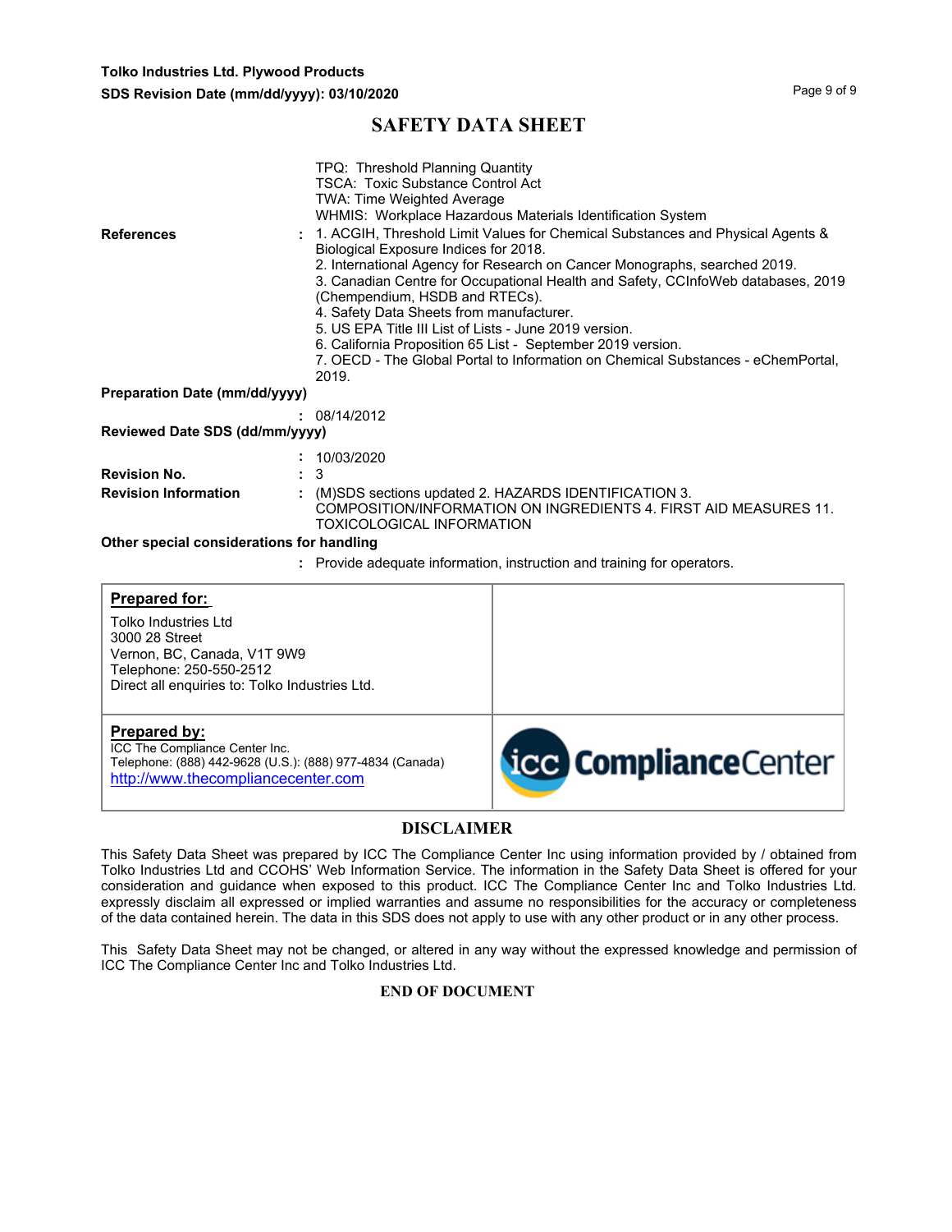## SAFETY DATA SHEET

TPQ: Threshold Planning Quantity
TSCA: Toxic Substance Control Act
TWA: Time Weighted Average
WHMIS: Workplace Hazardous Materials Identification System

**References** : 1. ACGIH, Threshold Limit Values for Chemical Substances and Physical Agents & Biological Exposure Indices for 2018.
2. International Agency for Research on Cancer Monographs, searched 2019.
3. Canadian Centre for Occupational Health and Safety, CCInfoWeb databases, 2019 (Chempendium, HSDB and RTECs).
4. Safety Data Sheets from manufacturer.
5. US EPA Title III List of Lists - June 2019 version.
6. California Proposition 65 List - September 2019 version.
7. OECD - The Global Portal to Information on Chemical Substances - eChemPortal, 2019.

**Preparation Date (mm/dd/yyyy)**
: 08/14/2012

**Reviewed Date SDS (dd/mm/yyyy)**
: 10/03/2020

**Revision No.** : 3

**Revision Information** : (M)SDS sections updated 2. HAZARDS IDENTIFICATION 3. COMPOSITION/INFORMATION ON INGREDIENTS 4. FIRST AID MEASURES 11. TOXICOLOGICAL INFORMATION

**Other special considerations for handling**
: Provide adequate information, instruction and training for operators.

| | |
|---|---|
| **Prepared for:**<br>Tolko Industries Ltd<br>3000 28 Street<br>Vernon, BC, Canada, V1T 9W9<br>Telephone: 250-550-2512<br>Direct all enquiries to: Tolko Industries Ltd. | |
| **Prepared by:**<br>ICC The Compliance Center Inc.<br>Telephone: (888) 442-9628 (U.S.): (888) 977-4834 (Canada)<br>http://www.thecompliancecenter.com | icc ComplianceCenter |

### DISCLAIMER

This Safety Data Sheet was prepared by ICC The Compliance Center Inc using information provided by / obtained from Tolko Industries Ltd and CCOHS' Web Information Service. The information in the Safety Data Sheet is offered for your consideration and guidance when exposed to this product. ICC The Compliance Center Inc and Tolko Industries Ltd. expressly disclaim all expressed or implied warranties and assume no responsibilities for the accuracy or completeness of the data contained herein. The data in this SDS does not apply to use with any other product or in any other process.

This Safety Data Sheet may not be changed, or altered in any way without the expressed knowledge and permission of ICC The Compliance Center Inc and Tolko Industries Ltd.

**END OF DOCUMENT**